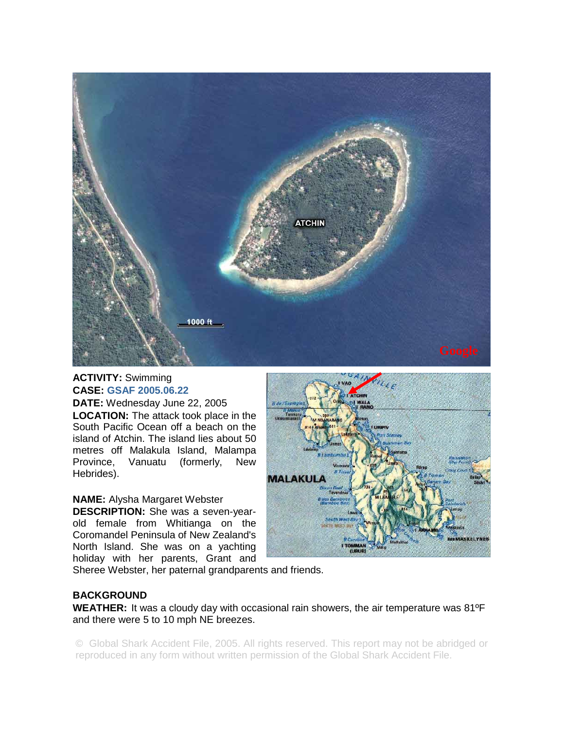**ACTIVITY:** Swimming
**CASE:** GSAF 2005.06.22
**DATE:** Wednesday June 22, 2005
**LOCATION:** The attack took place in the South Pacific Ocean off a beach on the island of Atchin. The island lies about 50 metres off Malakula Island, Malampa Province, Vanuatu (formerly, New Hebrides).

**NAME:** Alysha Margaret Webster
**DESCRIPTION:** She was a seven-year-old female from Whitianga on the Coromandel Peninsula of New Zealand's North Island. She was on a yachting holiday with her parents, Grant and Sheree Webster, her paternal grandparents and friends.

## BACKGROUND

**WEATHER:** It was a cloudy day with occasional rain showers, the air temperature was 81ºF and there were 5 to 10 mph NE breezes.

© Global Shark Accident File, 2005. All rights reserved. This report may not be abridged or reproduced in any form without written permission of the Global Shark Accident File.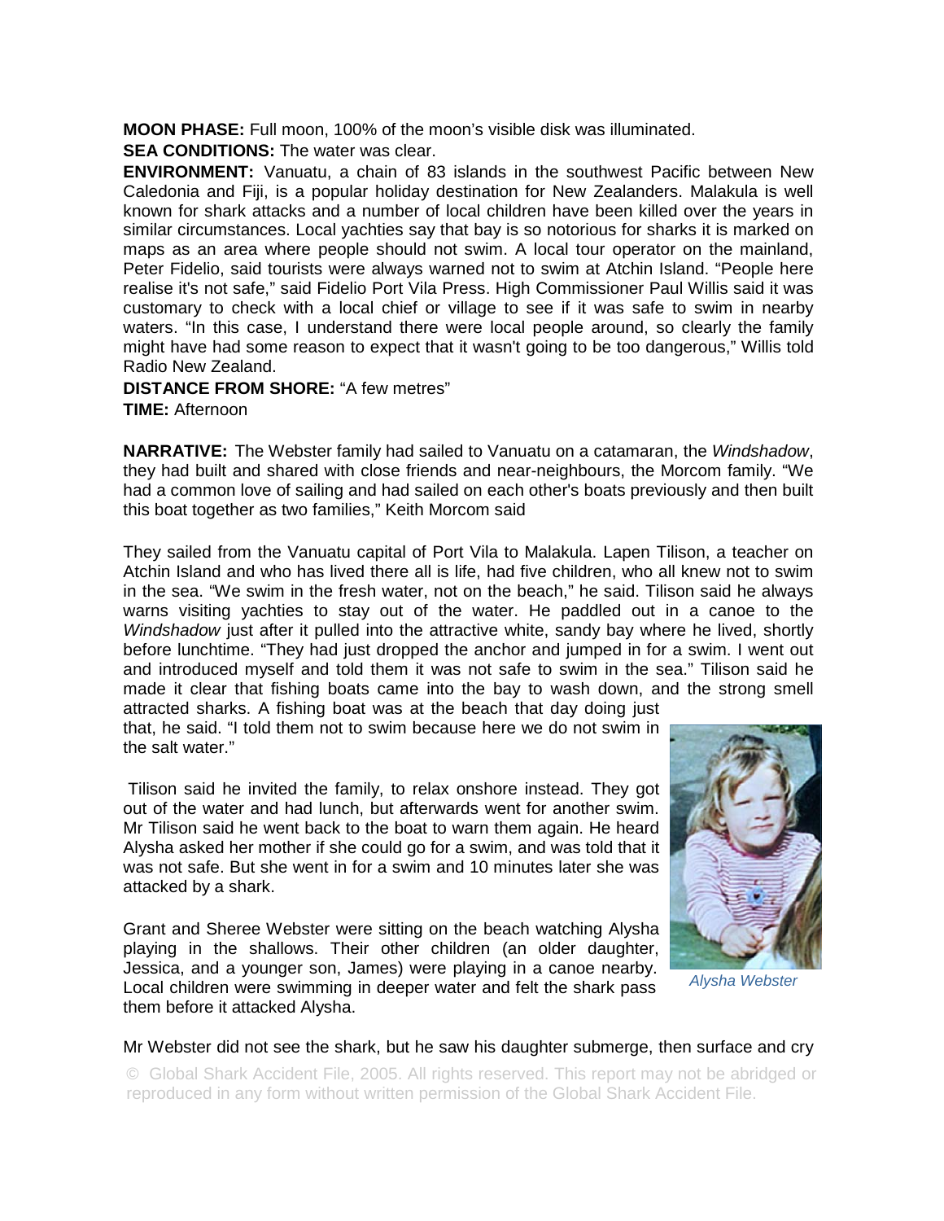**MOON PHASE:** Full moon, 100% of the moon's visible disk was illuminated.

**SEA CONDITIONS:** The water was clear.

**ENVIRONMENT:** Vanuatu, a chain of 83 islands in the southwest Pacific between New Caledonia and Fiji, is a popular holiday destination for New Zealanders. Malakula is well known for shark attacks and a number of local children have been killed over the years in similar circumstances. Local yachties say that bay is so notorious for sharks it is marked on maps as an area where people should not swim. A local tour operator on the mainland, Peter Fidelio, said tourists were always warned not to swim at Atchin Island. "People here realise it's not safe," said Fidelio Port Vila Press. High Commissioner Paul Willis said it was customary to check with a local chief or village to see if it was safe to swim in nearby waters. "In this case, I understand there were local people around, so clearly the family might have had some reason to expect that it wasn't going to be too dangerous," Willis told Radio New Zealand.

**DISTANCE FROM SHORE:** "A few metres"

**TIME:** Afternoon

**NARRATIVE:** The Webster family had sailed to Vanuatu on a catamaran, the *Windshadow*, they had built and shared with close friends and near-neighbours, the Morcom family. "We had a common love of sailing and had sailed on each other's boats previously and then built this boat together as two families," Keith Morcom said

They sailed from the Vanuatu capital of Port Vila to Malakula. Lapen Tilison, a teacher on Atchin Island and who has lived there all is life, had five children, who all knew not to swim in the sea. "We swim in the fresh water, not on the beach," he said. Tilison said he always warns visiting yachties to stay out of the water. He paddled out in a canoe to the *Windshadow* just after it pulled into the attractive white, sandy bay where he lived, shortly before lunchtime. "They had just dropped the anchor and jumped in for a swim. I went out and introduced myself and told them it was not safe to swim in the sea." Tilison said he made it clear that fishing boats came into the bay to wash down, and the strong smell attracted sharks. A fishing boat was at the beach that day doing just that, he said. "I told them not to swim because here we do not swim in the salt water."

Tilison said he invited the family, to relax onshore instead. They got out of the water and had lunch, but afterwards went for another swim. Mr Tilison said he went back to the boat to warn them again. He heard Alysha asked her mother if she could go for a swim, and was told that it was not safe. But she went in for a swim and 10 minutes later she was attacked by a shark.

*Alysha Webster*

Grant and Sheree Webster were sitting on the beach watching Alysha playing in the shallows. Their other children (an older daughter, Jessica, and a younger son, James) were playing in a canoe nearby. Local children were swimming in deeper water and felt the shark pass them before it attacked Alysha.

Mr Webster did not see the shark, but he saw his daughter submerge, then surface and cry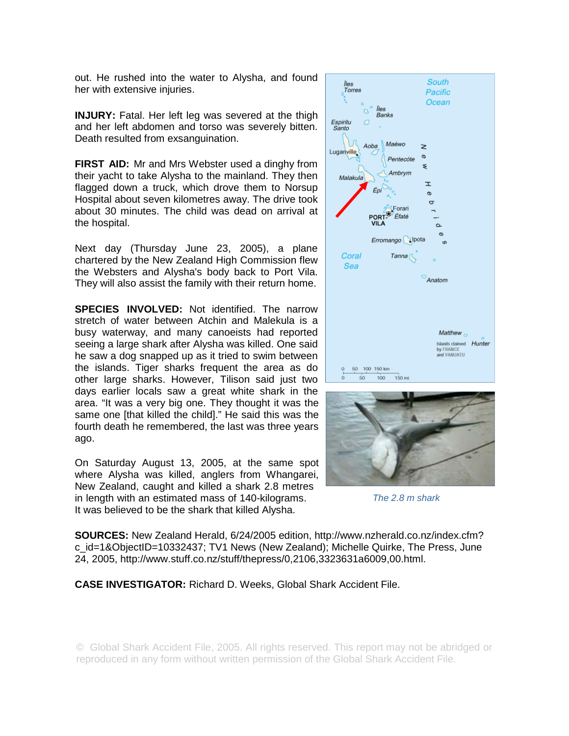out. He rushed into the water to Alysha, and found her with extensive injuries.

**INJURY:** Fatal. Her left leg was severed at the thigh and her left abdomen and torso was severely bitten. Death resulted from exsanguination.

**FIRST AID:** Mr and Mrs Webster used a dinghy from their yacht to take Alysha to the mainland. They then flagged down a truck, which drove them to Norsup Hospital about seven kilometres away. The drive took about 30 minutes. The child was dead on arrival at the hospital.

Next day (Thursday June 23, 2005), a plane chartered by the New Zealand High Commission flew the Websters and Alysha's body back to Port Vila. They will also assist the family with their return home.

**SPECIES INVOLVED:** Not identified. The narrow stretch of water between Atchin and Malekula is a busy waterway, and many canoeists had reported seeing a large shark after Alysha was killed. One said he saw a dog snapped up as it tried to swim between the islands. Tiger sharks frequent the area as do other large sharks. However, Tilison said just two days earlier locals saw a great white shark in the area. "It was a very big one. They thought it was the same one [that killed the child]." He said this was the fourth death he remembered, the last was three years ago.

On Saturday August 13, 2005, at the same spot where Alysha was killed, anglers from Whangarei, New Zealand, caught and killed a shark 2.8 metres in length with an estimated mass of 140-kilograms. It was believed to be the shark that killed Alysha.

Îles Torres
Îles Banks
South Pacific Ocean
Espiritu Santo
Luganville
Aoba
Maéwo
Pentecôte
Malakula
Ambrym
Épi
New Hebrides
Forari
PORT-VILA
Éfaté
Erromango
Ipota
Coral Sea
Tanna
Anatom
Matthew
Hunter
Islands claimed by FRANCE and VANUATU
0 50 100 150 km
0 50 100 150 mi

*The 2.8 m shark*

**SOURCES:** New Zealand Herald, 6/24/2005 edition, http://www.nzherald.co.nz/index.cfm?c_id=1&ObjectID=10332437; TV1 News (New Zealand); Michelle Quirke, The Press, June 24, 2005, http://www.stuff.co.nz/stuff/thepress/0,2106,3323631a6009,00.html.

**CASE INVESTIGATOR:** Richard D. Weeks, Global Shark Accident File.

© Global Shark Accident File, 2005. All rights reserved. This report may not be abridged or reproduced in any form without written permission of the Global Shark Accident File.